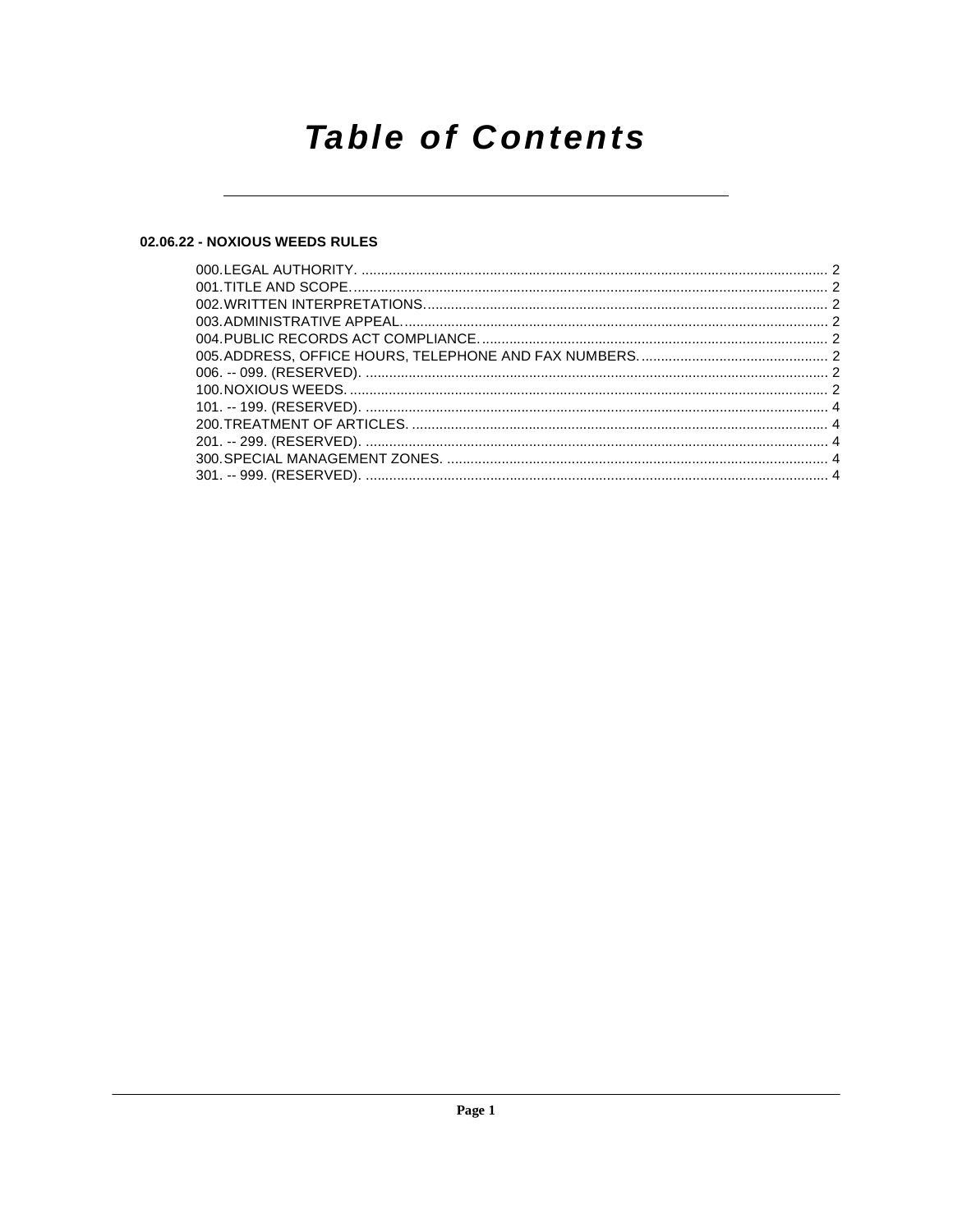# Table of Contents

## 02.06.22 - NOXIOUS WEEDS RULES

000. LEGAL AUTHORITY. ........................................................ 2
001. TITLE AND SCOPE. ........................................................ 2
002. WRITTEN INTERPRETATIONS. ........................................................ 2
003. ADMINISTRATIVE APPEAL. ........................................................ 2
004. PUBLIC RECORDS ACT COMPLIANCE. ........................................................ 2
005. ADDRESS, OFFICE HOURS, TELEPHONE AND FAX NUMBERS. ........................................................ 2
006. -- 099. (RESERVED). ........................................................ 2
100. NOXIOUS WEEDS. ........................................................ 2
101. -- 199. (RESERVED). ........................................................ 4
200. TREATMENT OF ARTICLES. ........................................................ 4
201. -- 299. (RESERVED). ........................................................ 4
300. SPECIAL MANAGEMENT ZONES. ........................................................ 4
301. -- 999. (RESERVED). ........................................................ 4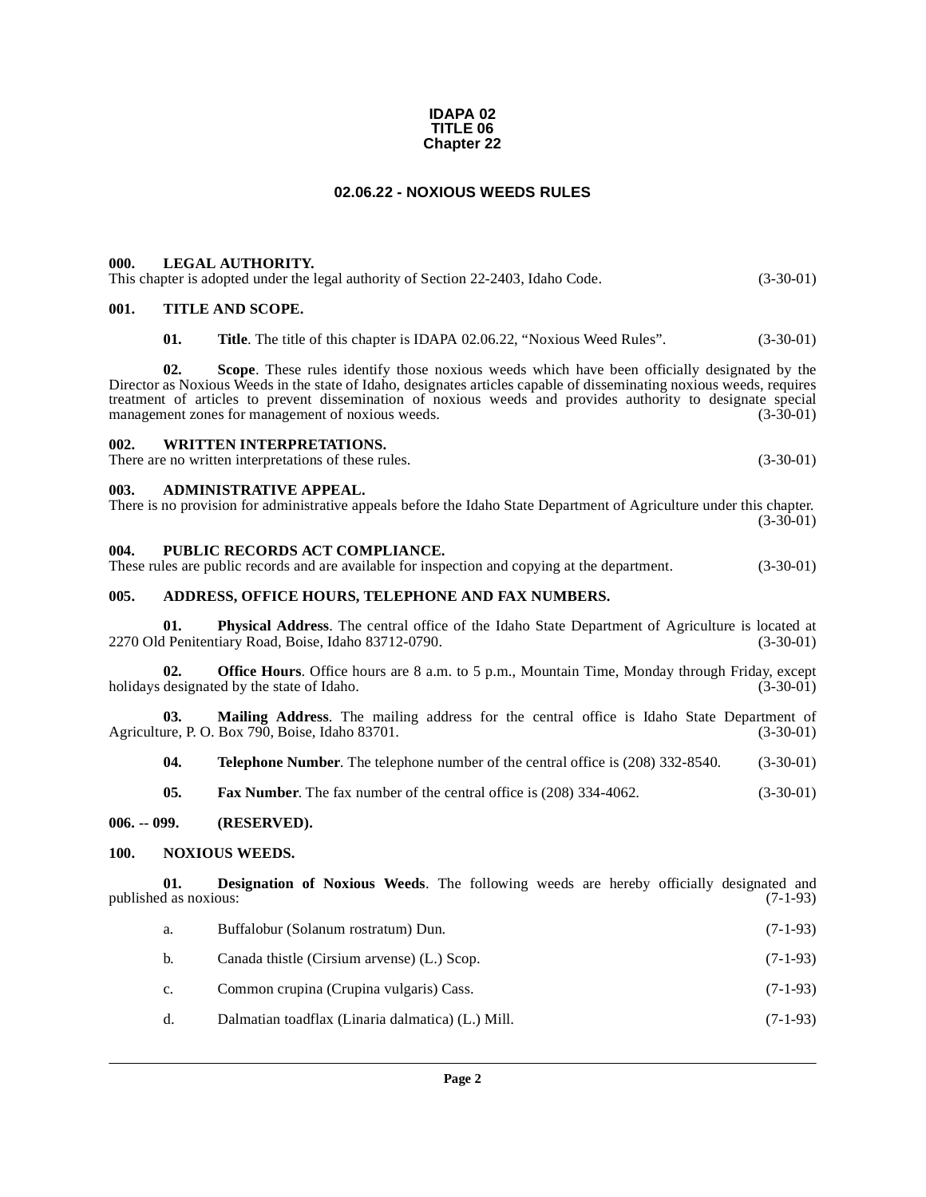**IDAPA 02**
**TITLE 06**
**Chapter 22**

# 02.06.22 - NOXIOUS WEEDS RULES

## 000. LEGAL AUTHORITY.

This chapter is adopted under the legal authority of Section 22-2403, Idaho Code. (3-30-01)

## 001. TITLE AND SCOPE.

**01. Title**. The title of this chapter is IDAPA 02.06.22, "Noxious Weed Rules". (3-30-01)

**02. Scope**. These rules identify those noxious weeds which have been officially designated by the Director as Noxious Weeds in the state of Idaho, designates articles capable of disseminating noxious weeds, requires treatment of articles to prevent dissemination of noxious weeds and provides authority to designate special management zones for management of noxious weeds. (3-30-01)

## 002. WRITTEN INTERPRETATIONS.

There are no written interpretations of these rules. (3-30-01)

## 003. ADMINISTRATIVE APPEAL.

There is no provision for administrative appeals before the Idaho State Department of Agriculture under this chapter. (3-30-01)

## 004. PUBLIC RECORDS ACT COMPLIANCE.

These rules are public records and are available for inspection and copying at the department. (3-30-01)

## 005. ADDRESS, OFFICE HOURS, TELEPHONE AND FAX NUMBERS.

**01. Physical Address**. The central office of the Idaho State Department of Agriculture is located at 2270 Old Penitentiary Road, Boise, Idaho 83712-0790. (3-30-01)

**02. Office Hours**. Office hours are 8 a.m. to 5 p.m., Mountain Time, Monday through Friday, except holidays designated by the state of Idaho. (3-30-01)

**03. Mailing Address**. The mailing address for the central office is Idaho State Department of Agriculture, P. O. Box 790, Boise, Idaho 83701. (3-30-01)

**04. Telephone Number**. The telephone number of the central office is (208) 332-8540. (3-30-01)

**05. Fax Number**. The fax number of the central office is (208) 334-4062. (3-30-01)

## 006. -- 099. (RESERVED).

## 100. NOXIOUS WEEDS.

**01. Designation of Noxious Weeds**. The following weeds are hereby officially designated and published as noxious: (7-1-93)

a. Buffalobur (Solanum rostratum) Dun. (7-1-93)

b. Canada thistle (Cirsium arvense) (L.) Scop. (7-1-93)

c. Common crupina (Crupina vulgaris) Cass. (7-1-93)

d. Dalmatian toadflax (Linaria dalmatica) (L.) Mill. (7-1-93)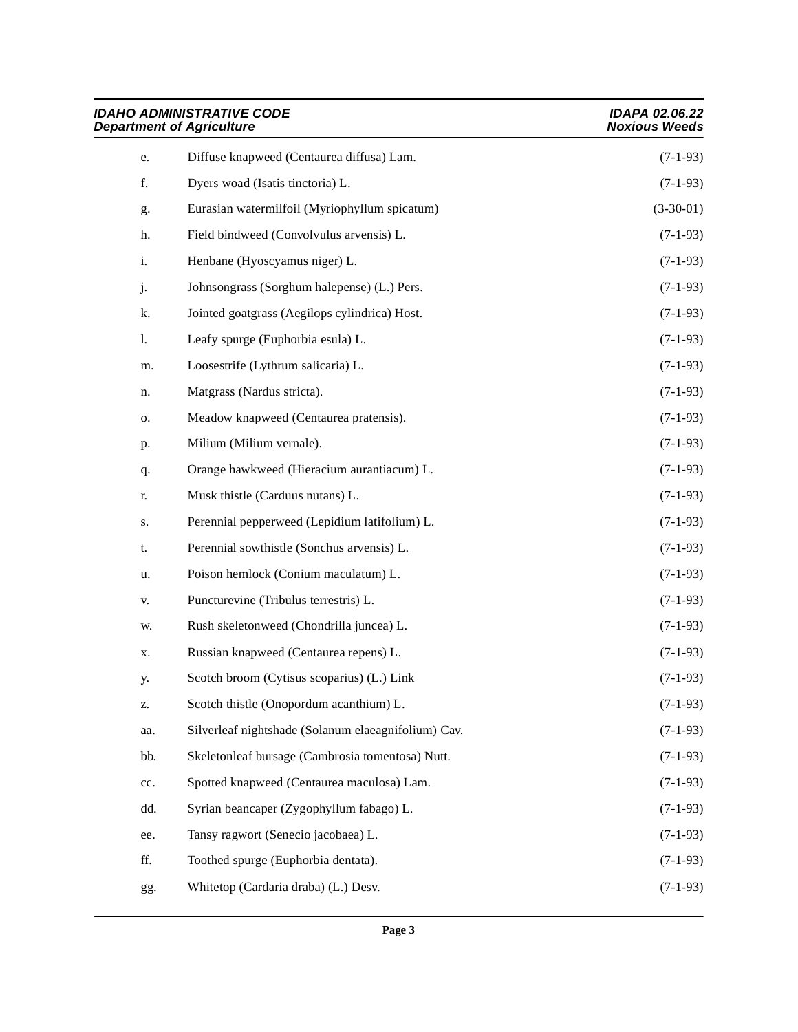e. Diffuse knapweed (Centaurea diffusa) Lam. (7-1-93)

f. Dyers woad (Isatis tinctoria) L. (7-1-93)

g. Eurasian watermilfoil (Myriophyllum spicatum) (3-30-01)

h. Field bindweed (Convolvulus arvensis) L. (7-1-93)

i. Henbane (Hyoscyamus niger) L. (7-1-93)

j. Johnsongrass (Sorghum halepense) (L.) Pers. (7-1-93)

k. Jointed goatgrass (Aegilops cylindrica) Host. (7-1-93)

l. Leafy spurge (Euphorbia esula) L. (7-1-93)

m. Loosestrife (Lythrum salicaria) L. (7-1-93)

n. Matgrass (Nardus stricta). (7-1-93)

o. Meadow knapweed (Centaurea pratensis). (7-1-93)

p. Milium (Milium vernale). (7-1-93)

q. Orange hawkweed (Hieracium aurantiacum) L. (7-1-93)

r. Musk thistle (Carduus nutans) L. (7-1-93)

s. Perennial pepperweed (Lepidium latifolium) L. (7-1-93)

t. Perennial sowthistle (Sonchus arvensis) L. (7-1-93)

u. Poison hemlock (Conium maculatum) L. (7-1-93)

v. Puncturevine (Tribulus terrestris) L. (7-1-93)

w. Rush skeletonweed (Chondrilla juncea) L. (7-1-93)

x. Russian knapweed (Centaurea repens) L. (7-1-93)

y. Scotch broom (Cytisus scoparius) (L.) Link (7-1-93)

z. Scotch thistle (Onopordum acanthium) L. (7-1-93)

aa. Silverleaf nightshade (Solanum elaeagnifolium) Cav. (7-1-93)

bb. Skeletonleaf bursage (Cambrosia tomentosa) Nutt. (7-1-93)

cc. Spotted knapweed (Centaurea maculosa) Lam. (7-1-93)

dd. Syrian beancaper (Zygophyllum fabago) L. (7-1-93)

ee. Tansy ragwort (Senecio jacobaea) L. (7-1-93)

ff. Toothed spurge (Euphorbia dentata). (7-1-93)

gg. Whitetop (Cardaria draba) (L.) Desv. (7-1-93)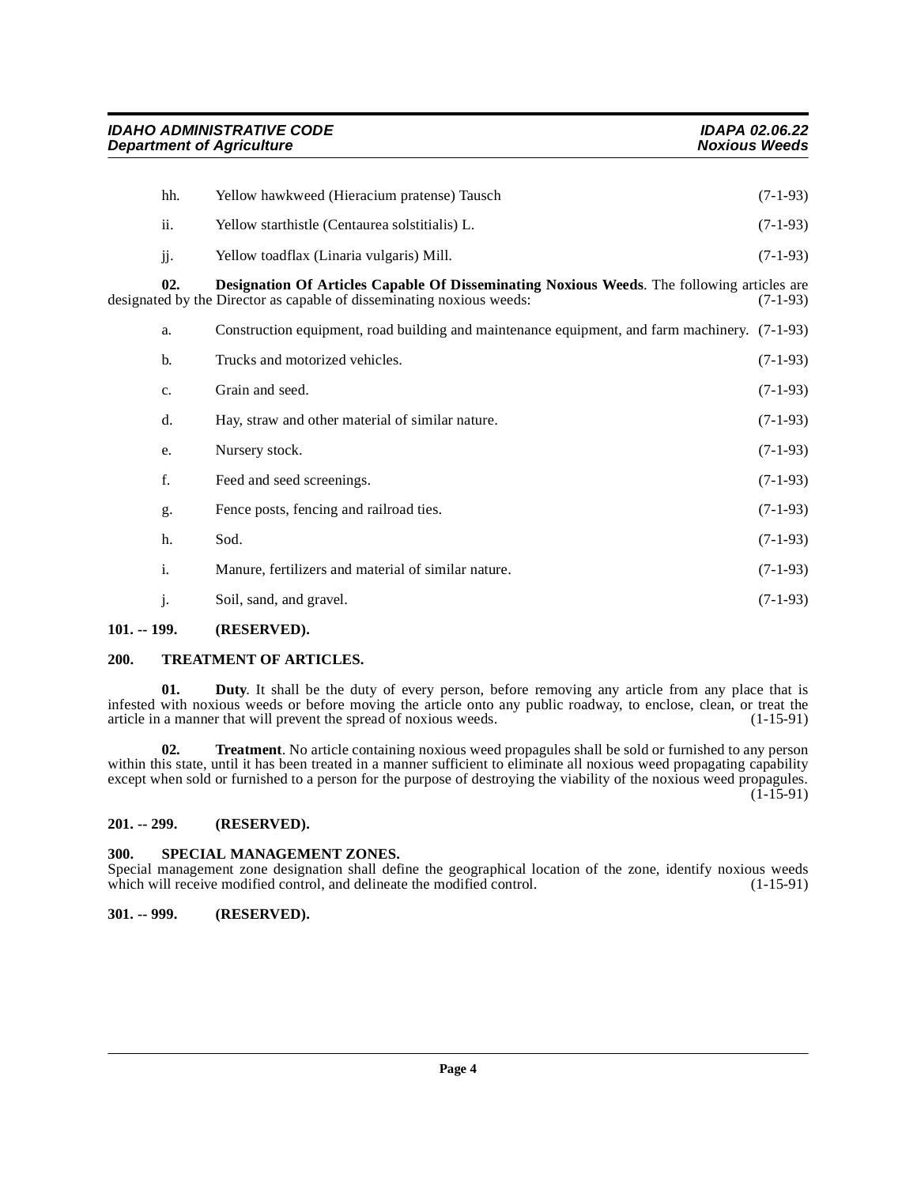hh. Yellow hawkweed (Hieracium pratense) Tausch (7-1-93)

ii. Yellow starthistle (Centaurea solstitialis) L. (7-1-93)

jj. Yellow toadflax (Linaria vulgaris) Mill. (7-1-93)

**02. Designation Of Articles Capable Of Disseminating Noxious Weeds**. The following articles are designated by the Director as capable of disseminating noxious weeds: (7-1-93)

a. Construction equipment, road building and maintenance equipment, and farm machinery. (7-1-93)

b. Trucks and motorized vehicles. (7-1-93)

c. Grain and seed. (7-1-93)

d. Hay, straw and other material of similar nature. (7-1-93)

e. Nursery stock. (7-1-93)

f. Feed and seed screenings. (7-1-93)

g. Fence posts, fencing and railroad ties. (7-1-93)

h. Sod. (7-1-93)

i. Manure, fertilizers and material of similar nature. (7-1-93)

j. Soil, sand, and gravel. (7-1-93)

## 101. -- 199. (RESERVED).

## 200. TREATMENT OF ARTICLES.

**01. Duty**. It shall be the duty of every person, before removing any article from any place that is infested with noxious weeds or before moving the article onto any public roadway, to enclose, clean, or treat the article in a manner that will prevent the spread of noxious weeds. (1-15-91)

**02. Treatment**. No article containing noxious weed propagules shall be sold or furnished to any person within this state, until it has been treated in a manner sufficient to eliminate all noxious weed propagating capability except when sold or furnished to a person for the purpose of destroying the viability of the noxious weed propagules. (1-15-91)

## 201. -- 299. (RESERVED).

## 300. SPECIAL MANAGEMENT ZONES.

Special management zone designation shall define the geographical location of the zone, identify noxious weeds which will receive modified control, and delineate the modified control. (1-15-91)

## 301. -- 999. (RESERVED).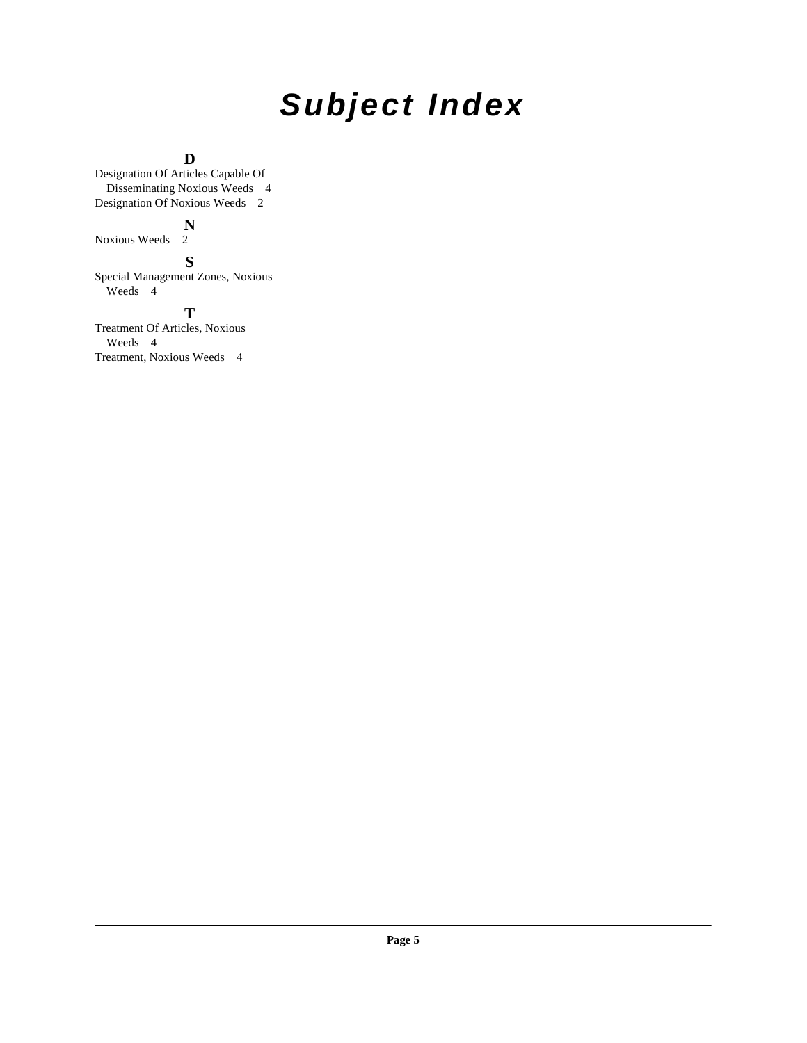# *Subject Index*

### D

Designation Of Articles Capable Of Disseminating Noxious Weeds 4

Designation Of Noxious Weeds 2

### N

Noxious Weeds 2

### S

Special Management Zones, Noxious Weeds 4

### T

Treatment Of Articles, Noxious Weeds 4

Treatment, Noxious Weeds 4